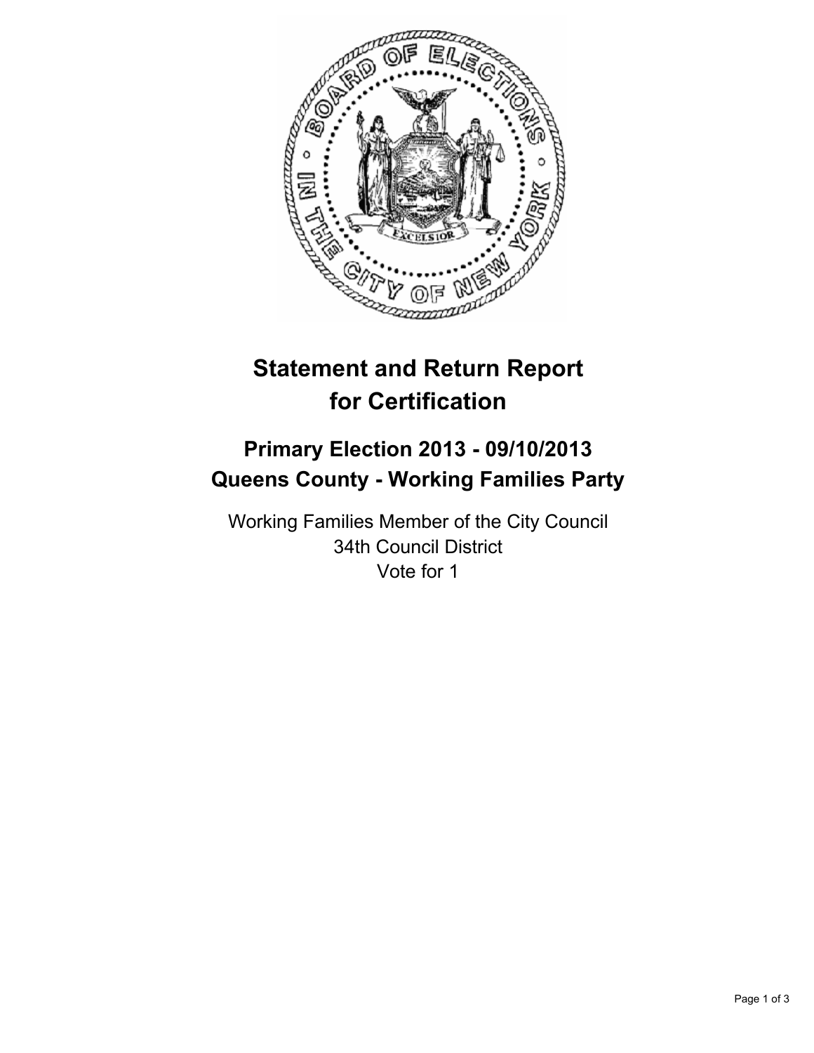# Statement and Return Report for Certification

## Primary Election 2013 - 09/10/2013
## Queens County - Working Families Party

Working Families Member of the City Council
34th Council District
Vote for 1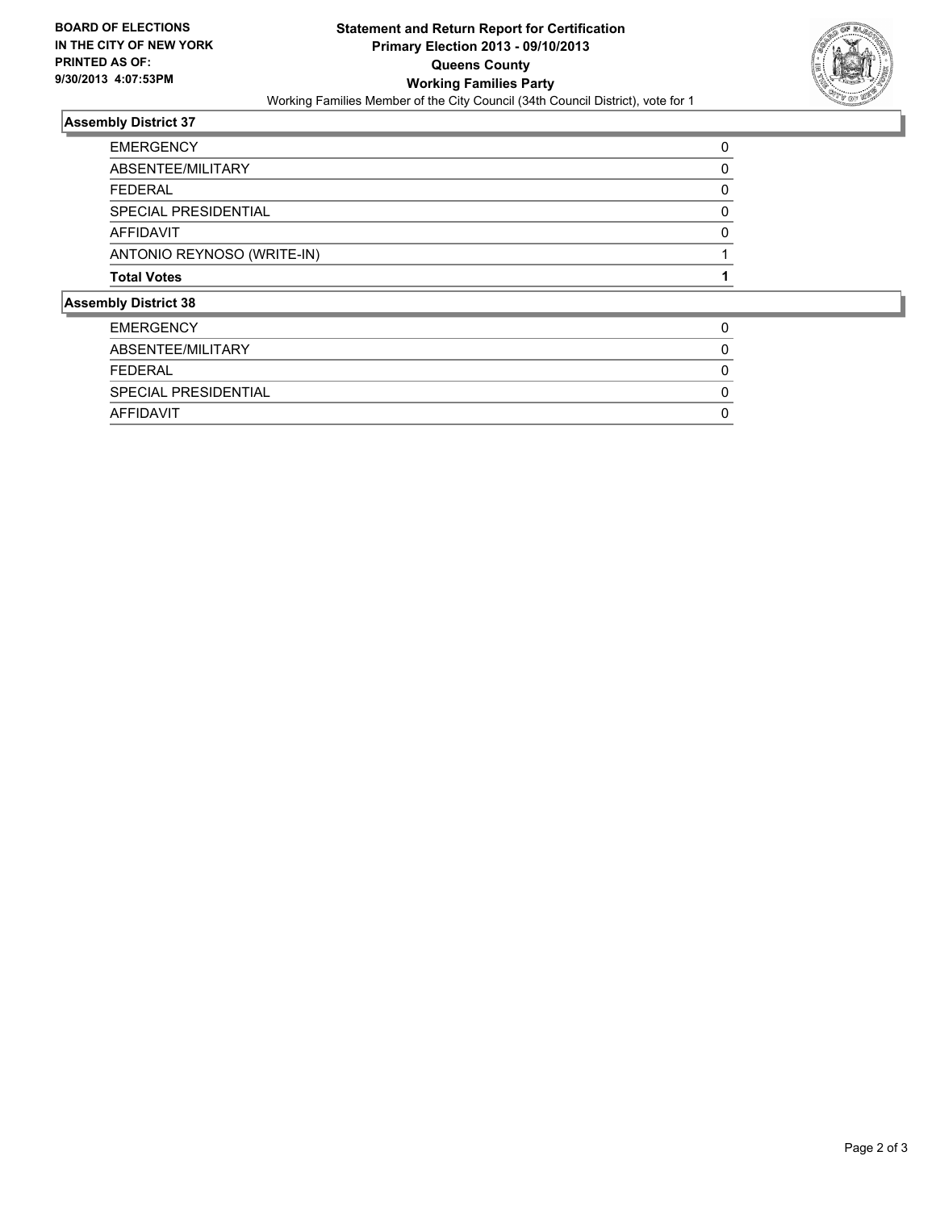**BOARD OF ELECTIONS IN THE CITY OF NEW YORK PRINTED AS OF: 9/30/2013 4:07:53PM**

**Statement and Return Report for Certification**
**Primary Election 2013 - 09/10/2013**
**Queens County**
**Working Families Party**
Working Families Member of the City Council (34th Council District), vote for 1

### Assembly District 37

| | |
|---|---|
| EMERGENCY | 0 |
| ABSENTEE/MILITARY | 0 |
| FEDERAL | 0 |
| SPECIAL PRESIDENTIAL | 0 |
| AFFIDAVIT | 0 |
| ANTONIO REYNOSO (WRITE-IN) | 1 |
| **Total Votes** | **1** |

### Assembly District 38

| | |
|---|---|
| EMERGENCY | 0 |
| ABSENTEE/MILITARY | 0 |
| FEDERAL | 0 |
| SPECIAL PRESIDENTIAL | 0 |
| AFFIDAVIT | 0 |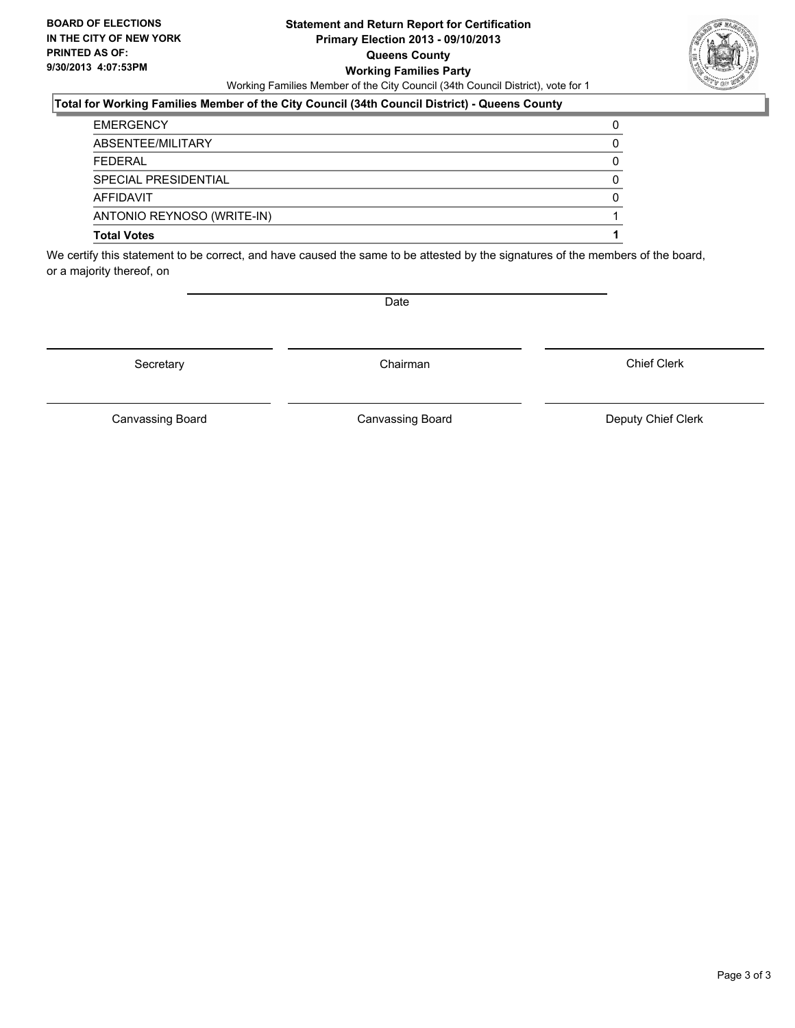**BOARD OF ELECTIONS IN THE CITY OF NEW YORK PRINTED AS OF: 9/30/2013 4:07:53PM**

**Statement and Return Report for Certification**
**Primary Election 2013 - 09/10/2013**
**Queens County**
**Working Families Party**

Working Families Member of the City Council (34th Council District), vote for 1

**Total for Working Families Member of the City Council (34th Council District) - Queens County**

| | |
|---|---|
| EMERGENCY | 0 |
| ABSENTEE/MILITARY | 0 |
| FEDERAL | 0 |
| SPECIAL PRESIDENTIAL | 0 |
| AFFIDAVIT | 0 |
| ANTONIO REYNOSO (WRITE-IN) | 1 |
| **Total Votes** | **1** |

We certify this statement to be correct, and have caused the same to be attested by the signatures of the members of the board, or a majority thereof, on

Date

Secretary

Chairman

Chief Clerk

Canvassing Board

Canvassing Board

Deputy Chief Clerk